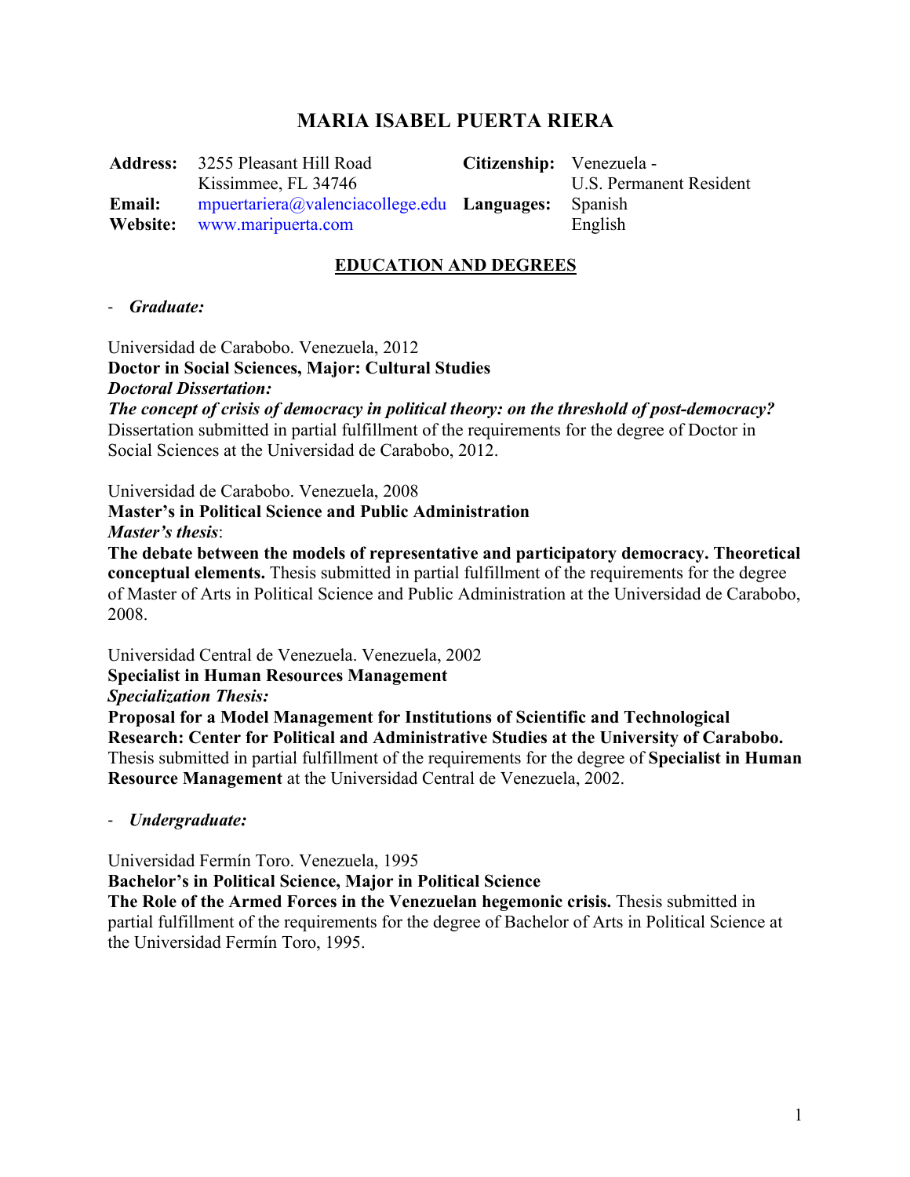# MARIA ISABEL PUERTA RIERA

| | | | |
|---|---|---|---|
| **Address:** | 3255 Pleasant Hill Road<br>Kissimmee, FL 34746 | **Citizenship:** | Venezuela -<br>U.S. Permanent Resident |
| **Email:** | mpuertariera@valenciacollege.edu | **Languages:** | Spanish<br>English |
| **Website:** | www.maripuerta.com | | |

## EDUCATION AND DEGREES

- ***Graduate:***

Universidad de Carabobo. Venezuela, 2012
**Doctor in Social Sciences, Major: Cultural Studies**
***Doctoral Dissertation:***
***The concept of crisis of democracy in political theory: on the threshold of post-democracy?*** Dissertation submitted in partial fulfillment of the requirements for the degree of Doctor in Social Sciences at the Universidad de Carabobo, 2012.

Universidad de Carabobo. Venezuela, 2008
**Master's in Political Science and Public Administration**
***Master's thesis***:
**The debate between the models of representative and participatory democracy. Theoretical conceptual elements.** Thesis submitted in partial fulfillment of the requirements for the degree of Master of Arts in Political Science and Public Administration at the Universidad de Carabobo, 2008.

Universidad Central de Venezuela. Venezuela, 2002
**Specialist in Human Resources Management**
***Specialization Thesis:***
**Proposal for a Model Management for Institutions of Scientific and Technological Research: Center for Political and Administrative Studies at the University of Carabobo.** Thesis submitted in partial fulfillment of the requirements for the degree of **Specialist in Human Resource Management** at the Universidad Central de Venezuela, 2002.

- ***Undergraduate:***

Universidad Fermín Toro. Venezuela, 1995
**Bachelor's in Political Science, Major in Political Science**
**The Role of the Armed Forces in the Venezuelan hegemonic crisis.** Thesis submitted in partial fulfillment of the requirements for the degree of Bachelor of Arts in Political Science at the Universidad Fermín Toro, 1995.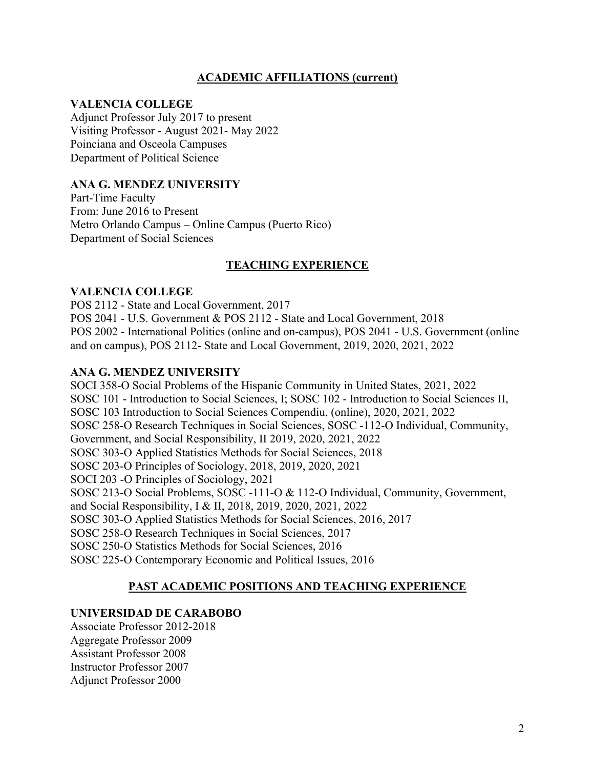## ACADEMIC AFFILIATIONS (current)

**VALENCIA COLLEGE**
Adjunct Professor July 2017 to present
Visiting Professor - August 2021- May 2022
Poinciana and Osceola Campuses
Department of Political Science

**ANA G. MENDEZ UNIVERSITY**
Part-Time Faculty
From: June 2016 to Present
Metro Orlando Campus – Online Campus (Puerto Rico)
Department of Social Sciences

## TEACHING EXPERIENCE

**VALENCIA COLLEGE**
POS 2112 - State and Local Government, 2017
POS 2041 - U.S. Government & POS 2112 - State and Local Government, 2018
POS 2002 - International Politics (online and on-campus), POS 2041 - U.S. Government (online and on campus), POS 2112- State and Local Government, 2019, 2020, 2021, 2022

**ANA G. MENDEZ UNIVERSITY**
SOCI 358-O Social Problems of the Hispanic Community in United States, 2021, 2022
SOSC 101 - Introduction to Social Sciences, I; SOSC 102 - Introduction to Social Sciences II, SOSC 103 Introduction to Social Sciences Compendiu, (online), 2020, 2021, 2022
SOSC 258-O Research Techniques in Social Sciences, SOSC -112-O Individual, Community, Government, and Social Responsibility, II 2019, 2020, 2021, 2022
SOSC 303-O Applied Statistics Methods for Social Sciences, 2018
SOSC 203-O Principles of Sociology, 2018, 2019, 2020, 2021
SOCI 203 -O Principles of Sociology, 2021
SOSC 213-O Social Problems, SOSC -111-O & 112-O Individual, Community, Government, and Social Responsibility, I & II, 2018, 2019, 2020, 2021, 2022
SOSC 303-O Applied Statistics Methods for Social Sciences, 2016, 2017
SOSC 258-O Research Techniques in Social Sciences, 2017
SOSC 250-O Statistics Methods for Social Sciences, 2016
SOSC 225-O Contemporary Economic and Political Issues, 2016

## PAST ACADEMIC POSITIONS AND TEACHING EXPERIENCE

**UNIVERSIDAD DE CARABOBO**
Associate Professor 2012-2018
Aggregate Professor 2009
Assistant Professor 2008
Instructor Professor 2007
Adjunct Professor 2000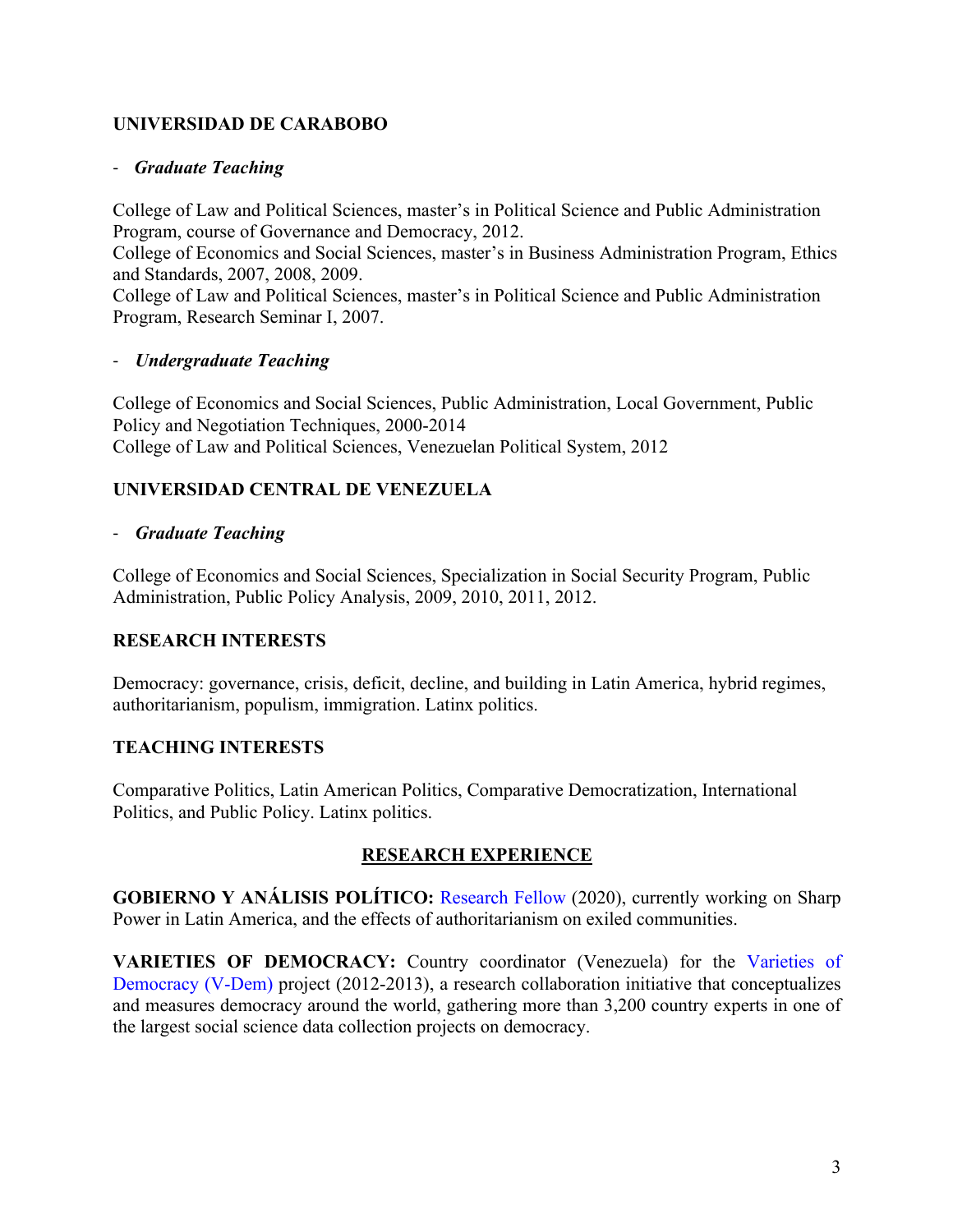**UNIVERSIDAD DE CARABOBO**

- ***Graduate Teaching***

College of Law and Political Sciences, master's in Political Science and Public Administration Program, course of Governance and Democracy, 2012.
College of Economics and Social Sciences, master's in Business Administration Program, Ethics and Standards, 2007, 2008, 2009.
College of Law and Political Sciences, master's in Political Science and Public Administration Program, Research Seminar I, 2007.

- ***Undergraduate Teaching***

College of Economics and Social Sciences, Public Administration, Local Government, Public Policy and Negotiation Techniques, 2000-2014
College of Law and Political Sciences, Venezuelan Political System, 2012

**UNIVERSIDAD CENTRAL DE VENEZUELA**

- ***Graduate Teaching***

College of Economics and Social Sciences, Specialization in Social Security Program, Public Administration, Public Policy Analysis, 2009, 2010, 2011, 2012.

**RESEARCH INTERESTS**

Democracy: governance, crisis, deficit, decline, and building in Latin America, hybrid regimes, authoritarianism, populism, immigration. Latinx politics.

**TEACHING INTERESTS**

Comparative Politics, Latin American Politics, Comparative Democratization, International Politics, and Public Policy. Latinx politics.

## RESEARCH EXPERIENCE

**GOBIERNO Y ANÁLISIS POLÍTICO:** Research Fellow (2020), currently working on Sharp Power in Latin America, and the effects of authoritarianism on exiled communities.

**VARIETIES OF DEMOCRACY:** Country coordinator (Venezuela) for the Varieties of Democracy (V-Dem) project (2012-2013), a research collaboration initiative that conceptualizes and measures democracy around the world, gathering more than 3,200 country experts in one of the largest social science data collection projects on democracy.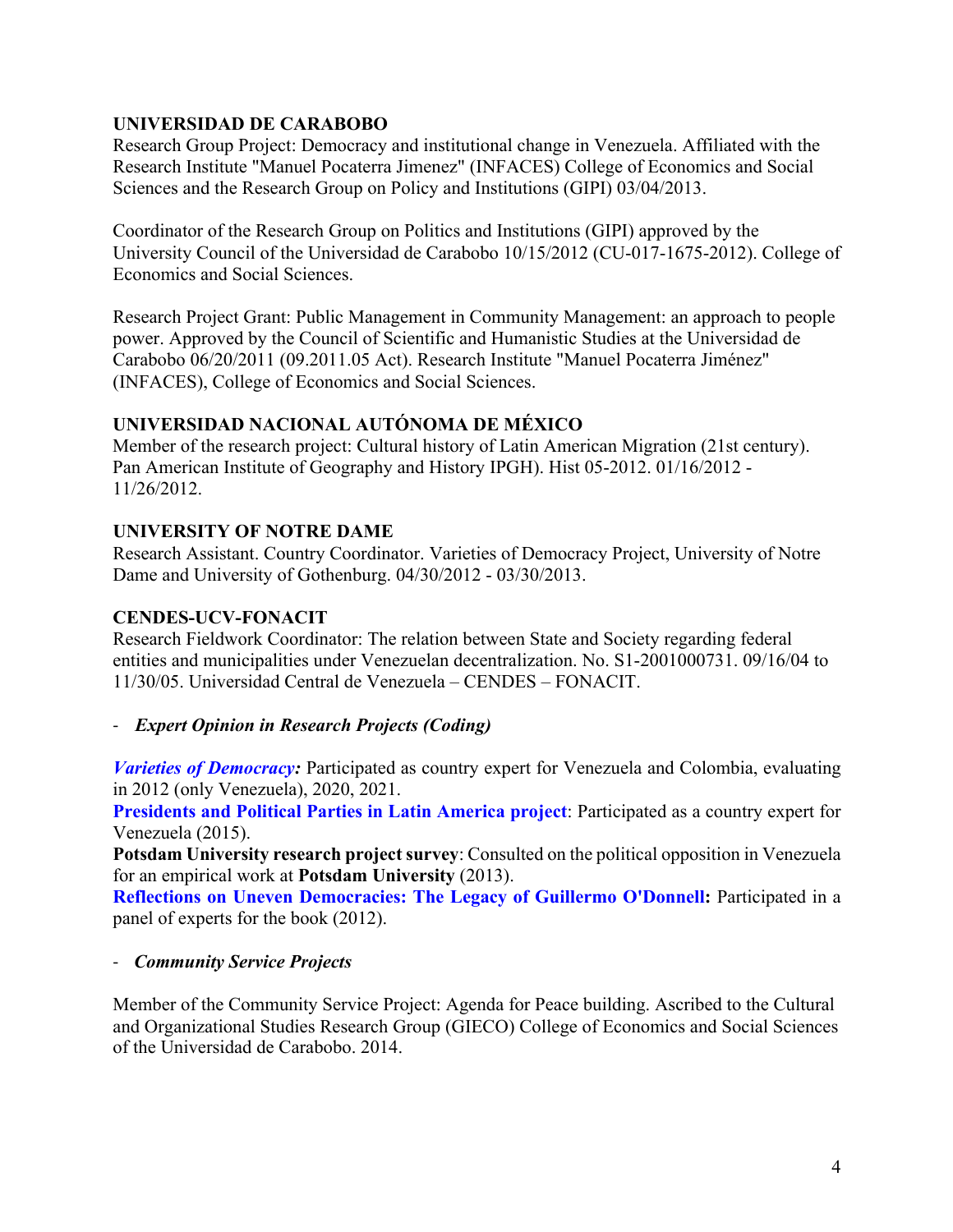**UNIVERSIDAD DE CARABOBO**
Research Group Project: Democracy and institutional change in Venezuela. Affiliated with the Research Institute "Manuel Pocaterra Jimenez" (INFACES) College of Economics and Social Sciences and the Research Group on Policy and Institutions (GIPI) 03/04/2013.

Coordinator of the Research Group on Politics and Institutions (GIPI) approved by the University Council of the Universidad de Carabobo 10/15/2012 (CU-017-1675-2012). College of Economics and Social Sciences.

Research Project Grant: Public Management in Community Management: an approach to people power. Approved by the Council of Scientific and Humanistic Studies at the Universidad de Carabobo 06/20/2011 (09.2011.05 Act). Research Institute "Manuel Pocaterra Jiménez" (INFACES), College of Economics and Social Sciences.

**UNIVERSIDAD NACIONAL AUTÓNOMA DE MÉXICO**
Member of the research project: Cultural history of Latin American Migration (21st century). Pan American Institute of Geography and History IPGH). Hist 05-2012. 01/16/2012 - 11/26/2012.

**UNIVERSITY OF NOTRE DAME**
Research Assistant. Country Coordinator. Varieties of Democracy Project, University of Notre Dame and University of Gothenburg. 04/30/2012 - 03/30/2013.

**CENDES-UCV-FONACIT**
Research Fieldwork Coordinator: The relation between State and Society regarding federal entities and municipalities under Venezuelan decentralization. No. S1-2001000731. 09/16/04 to 11/30/05. Universidad Central de Venezuela – CENDES – FONACIT.

- ***Expert Opinion in Research Projects (Coding)***

***Varieties of Democracy:*** Participated as country expert for Venezuela and Colombia, evaluating in 2012 (only Venezuela), 2020, 2021.
**Presidents and Political Parties in Latin America project**: Participated as a country expert for Venezuela (2015).
**Potsdam University research project survey**: Consulted on the political opposition in Venezuela for an empirical work at **Potsdam University** (2013).
**Reflections on Uneven Democracies: The Legacy of Guillermo O'Donnell:** Participated in a panel of experts for the book (2012).

- ***Community Service Projects***

Member of the Community Service Project: Agenda for Peace building. Ascribed to the Cultural and Organizational Studies Research Group (GIECO) College of Economics and Social Sciences of the Universidad de Carabobo. 2014.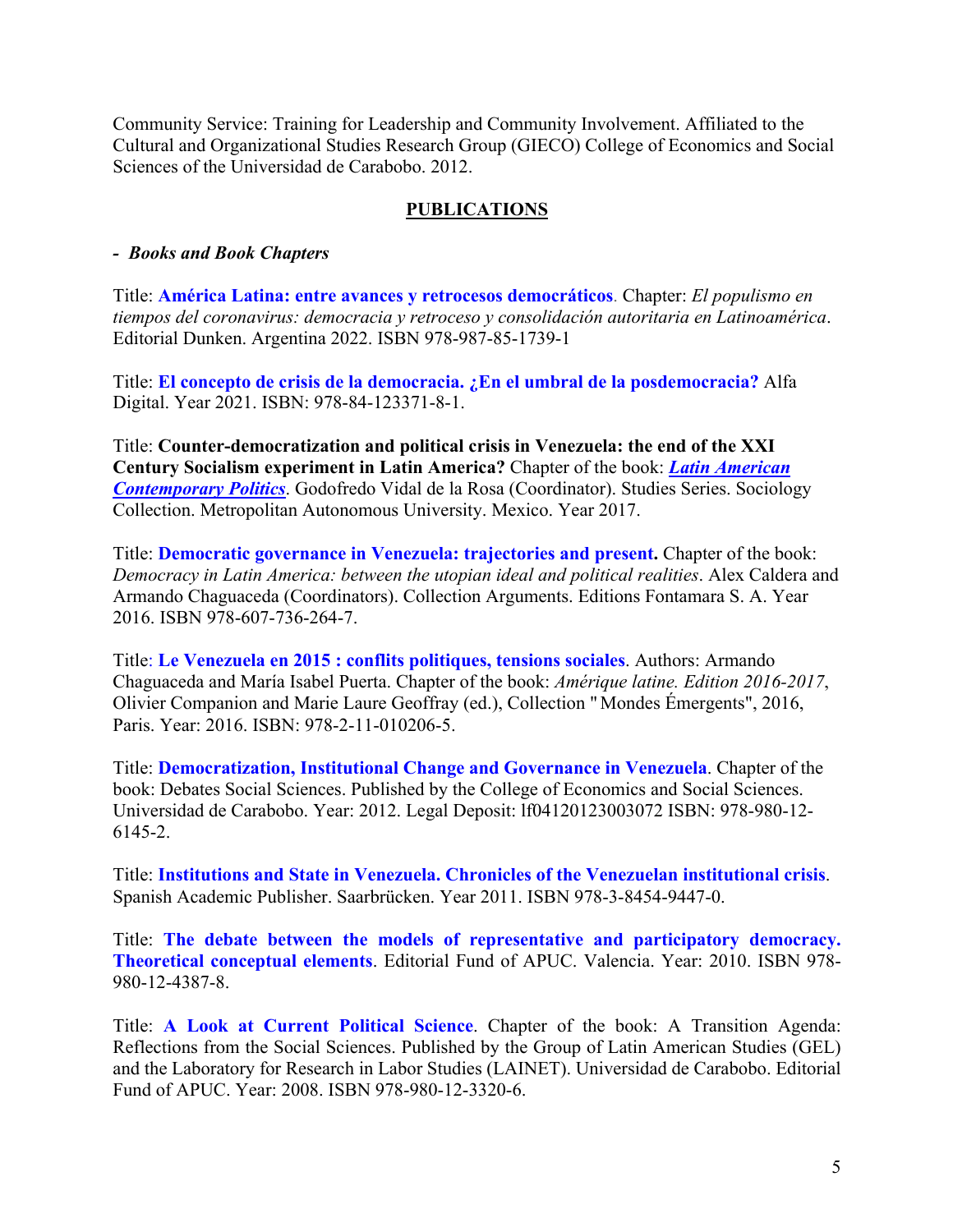Community Service: Training for Leadership and Community Involvement. Affiliated to the Cultural and Organizational Studies Research Group (GIECO) College of Economics and Social Sciences of the Universidad de Carabobo. 2012.

## PUBLICATIONS

***- Books and Book Chapters***

Title: **América Latina: entre avances y retrocesos democráticos**. Chapter: *El populismo en tiempos del coronavirus: democracia y retroceso y consolidación autoritaria en Latinoamérica*. Editorial Dunken. Argentina 2022. ISBN 978-987-85-1739-1

Title: **El concepto de crisis de la democracia. ¿En el umbral de la posdemocracia?** Alfa Digital. Year 2021. ISBN: 978-84-123371-8-1.

Title: **Counter-democratization and political crisis in Venezuela: the end of the XXI Century Socialism experiment in Latin America?** Chapter of the book: ***Latin American Contemporary Politics***. Godofredo Vidal de la Rosa (Coordinator). Studies Series. Sociology Collection. Metropolitan Autonomous University. Mexico. Year 2017.

Title: **Democratic governance in Venezuela: trajectories and present.** Chapter of the book: *Democracy in Latin America: between the utopian ideal and political realities*. Alex Caldera and Armando Chaguaceda (Coordinators). Collection Arguments. Editions Fontamara S. A. Year 2016. ISBN 978-607-736-264-7.

Title: **Le Venezuela en 2015 : conflits politiques, tensions sociales**. Authors: Armando Chaguaceda and María Isabel Puerta. Chapter of the book: *Amérique latine. Edition 2016-2017*, Olivier Companion and Marie Laure Geoffray (ed.), Collection " Mondes Émergents", 2016, Paris. Year: 2016. ISBN: 978-2-11-010206-5.

Title: **Democratization, Institutional Change and Governance in Venezuela**. Chapter of the book: Debates Social Sciences. Published by the College of Economics and Social Sciences. Universidad de Carabobo. Year: 2012. Legal Deposit: lf04120123003072 ISBN: 978-980-12-6145-2.

Title: **Institutions and State in Venezuela. Chronicles of the Venezuelan institutional crisis**. Spanish Academic Publisher. Saarbrücken. Year 2011. ISBN 978-3-8454-9447-0.

Title: **The debate between the models of representative and participatory democracy. Theoretical conceptual elements**. Editorial Fund of APUC. Valencia. Year: 2010. ISBN 978-980-12-4387-8.

Title: **A Look at Current Political Science**. Chapter of the book: A Transition Agenda: Reflections from the Social Sciences. Published by the Group of Latin American Studies (GEL) and the Laboratory for Research in Labor Studies (LAINET). Universidad de Carabobo. Editorial Fund of APUC. Year: 2008. ISBN 978-980-12-3320-6.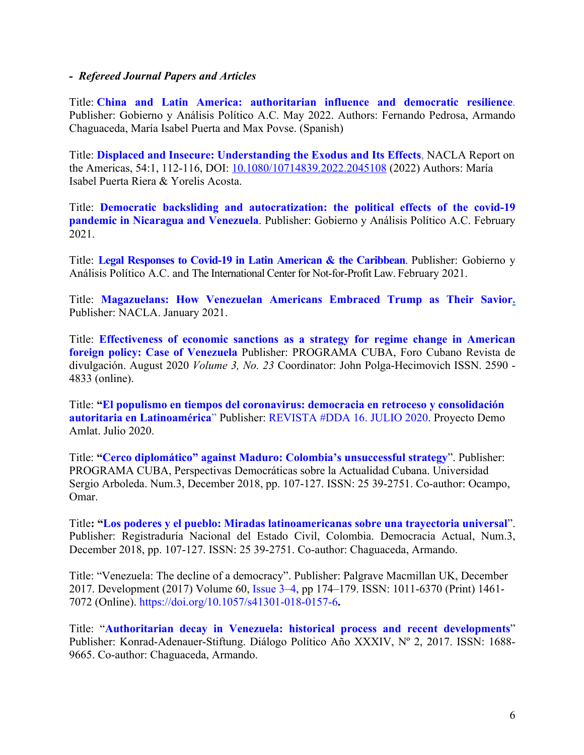- ***Refereed Journal Papers and Articles***

Title: **China and Latin America: authoritarian influence and democratic resilience**. Publisher: Gobierno y Análisis Político A.C. May 2022. Authors: Fernando Pedrosa, Armando Chaguaceda, María Isabel Puerta and Max Povse. (Spanish)

Title: **Displaced and Insecure: Understanding the Exodus and Its Effects**, NACLA Report on the Americas, 54:1, 112-116, DOI: 10.1080/10714839.2022.2045108 (2022) Authors: María Isabel Puerta Riera & Yorelis Acosta.

Title: **Democratic backsliding and autocratization: the political effects of the covid-19 pandemic in Nicaragua and Venezuela**. Publisher: Gobierno y Análisis Político A.C. February 2021.

Title: **Legal Responses to Covid-19 in Latin American & the Caribbean**. Publisher: Gobierno y Análisis Político A.C. and The International Center for Not-for-Profit Law. February 2021.

Title: **Magazuelans: How Venezuelan Americans Embraced Trump as Their Savior.** Publisher: NACLA. January 2021.

Title: **Effectiveness of economic sanctions as a strategy for regime change in American foreign policy: Case of Venezuela** Publisher: PROGRAMA CUBA, Foro Cubano Revista de divulgación. August 2020 *Volume 3, No. 23* Coordinator: John Polga-Hecimovich ISSN. 2590 - 4833 (online).

Title: **"El populismo en tiempos del coronavirus: democracia en retroceso y consolidación autoritaria en Latinoamérica**" Publisher: REVISTA #DDA 16. JULIO 2020. Proyecto Demo Amlat. Julio 2020.

Title: **"Cerco diplomático" against Maduro: Colombia's unsuccessful strategy**". Publisher: PROGRAMA CUBA, Perspectivas Democráticas sobre la Actualidad Cubana. Universidad Sergio Arboleda. Num.3, December 2018, pp. 107-127. ISSN: 25 39-2751. Co-author: Ocampo, Omar.

Title**: "Los poderes y el pueblo: Miradas latinoamericanas sobre una trayectoria universal**". Publisher: Registraduría Nacional del Estado Civil, Colombia. Democracia Actual, Num.3, December 2018, pp. 107-127. ISSN: 25 39-2751. Co-author: Chaguaceda, Armando.

Title: "Venezuela: The decline of a democracy". Publisher: Palgrave Macmillan UK, December 2017. Development (2017) Volume 60, Issue 3–4, pp 174–179. ISSN: 1011-6370 (Print) 1461-7072 (Online). https://doi.org/10.1057/s41301-018-0157-6**.**

Title: "**Authoritarian decay in Venezuela: historical process and recent developments**" Publisher: Konrad-Adenauer-Stiftung. Diálogo Político Año XXXIV, Nº 2, 2017. ISSN: 1688-9665. Co-author: Chaguaceda, Armando.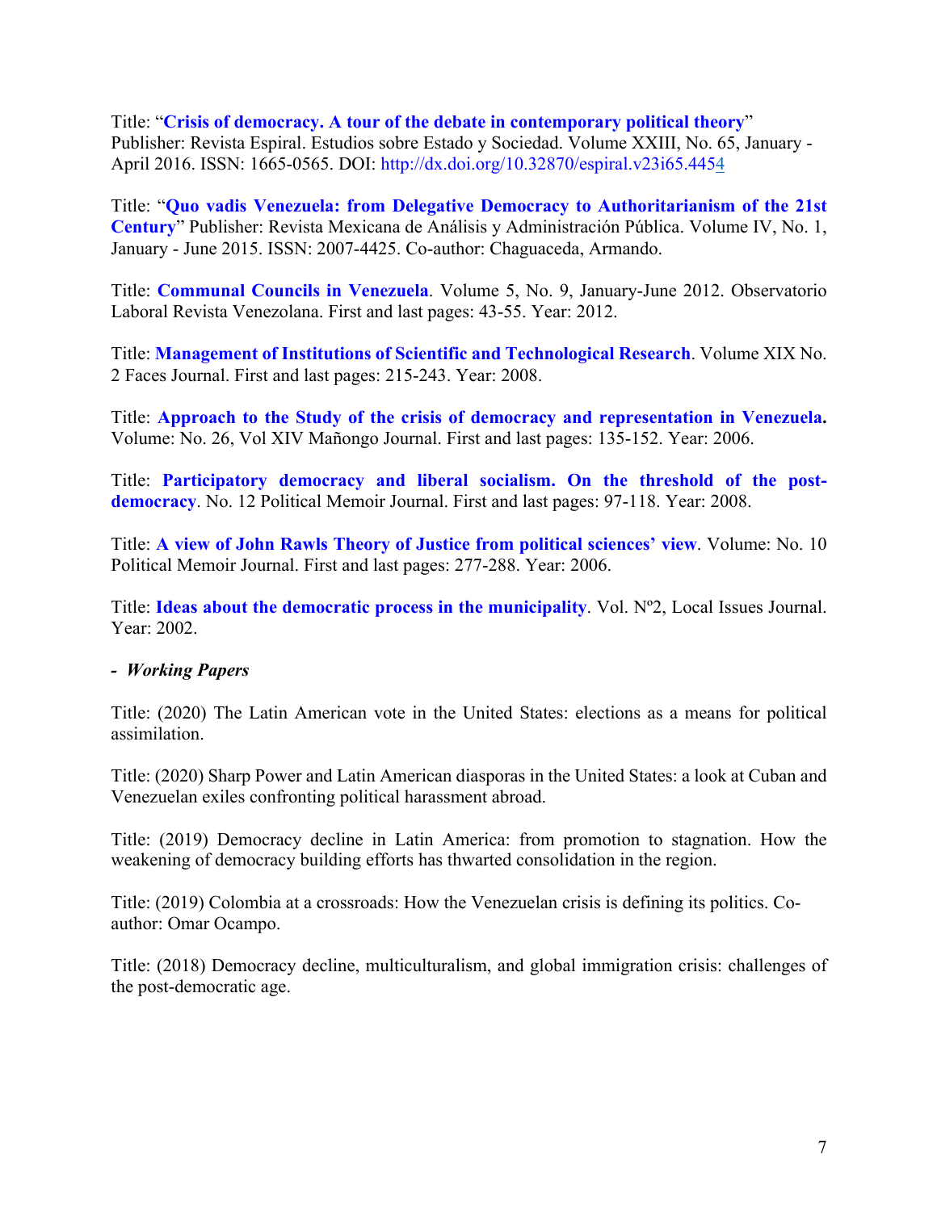Title: "**Crisis of democracy. A tour of the debate in contemporary political theory**" Publisher: Revista Espiral. Estudios sobre Estado y Sociedad. Volume XXIII, No. 65, January - April 2016. ISSN: 1665-0565. DOI: http://dx.doi.org/10.32870/espiral.v23i65.4454

Title: "**Quo vadis Venezuela: from Delegative Democracy to Authoritarianism of the 21st Century**" Publisher: Revista Mexicana de Análisis y Administración Pública. Volume IV, No. 1, January - June 2015. ISSN: 2007-4425. Co-author: Chaguaceda, Armando.

Title: **Communal Councils in Venezuela**. Volume 5, No. 9, January-June 2012. Observatorio Laboral Revista Venezolana. First and last pages: 43-55. Year: 2012.

Title: **Management of Institutions of Scientific and Technological Research**. Volume XIX No. 2 Faces Journal. First and last pages: 215-243. Year: 2008.

Title: **Approach to the Study of the crisis of democracy and representation in Venezuela.** Volume: No. 26, Vol XIV Mañongo Journal. First and last pages: 135-152. Year: 2006.

Title: **Participatory democracy and liberal socialism. On the threshold of the post-democracy**. No. 12 Political Memoir Journal. First and last pages: 97-118. Year: 2008.

Title: **A view of John Rawls Theory of Justice from political sciences' view**. Volume: No. 10 Political Memoir Journal. First and last pages: 277-288. Year: 2006.

Title: **Ideas about the democratic process in the municipality**. Vol. Nº2, Local Issues Journal. Year: 2002.

- ***Working Papers***

Title: (2020) The Latin American vote in the United States: elections as a means for political assimilation.

Title: (2020) Sharp Power and Latin American diasporas in the United States: a look at Cuban and Venezuelan exiles confronting political harassment abroad.

Title: (2019) Democracy decline in Latin America: from promotion to stagnation. How the weakening of democracy building efforts has thwarted consolidation in the region.

Title: (2019) Colombia at a crossroads: How the Venezuelan crisis is defining its politics. Co-author: Omar Ocampo.

Title: (2018) Democracy decline, multiculturalism, and global immigration crisis: challenges of the post-democratic age.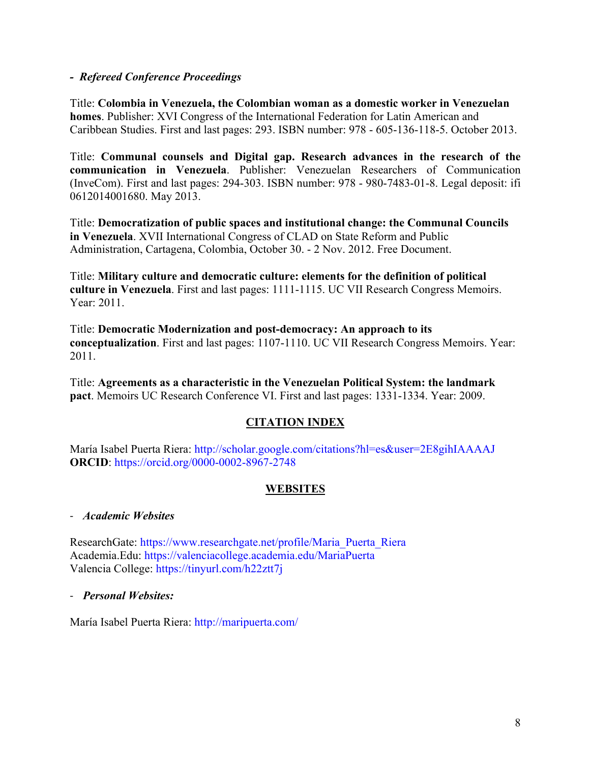***- Refereed Conference Proceedings***

Title: **Colombia in Venezuela, the Colombian woman as a domestic worker in Venezuelan homes**. Publisher: XVI Congress of the International Federation for Latin American and Caribbean Studies. First and last pages: 293. ISBN number: 978 - 605-136-118-5. October 2013.

Title: **Communal counsels and Digital gap. Research advances in the research of the communication in Venezuela**. Publisher: Venezuelan Researchers of Communication (InveCom). First and last pages: 294-303. ISBN number: 978 - 980-7483-01-8. Legal deposit: ifi 0612014001680. May 2013.

Title: **Democratization of public spaces and institutional change: the Communal Councils in Venezuela**. XVII International Congress of CLAD on State Reform and Public Administration, Cartagena, Colombia, October 30. - 2 Nov. 2012. Free Document.

Title: **Military culture and democratic culture: elements for the definition of political culture in Venezuela**. First and last pages: 1111-1115. UC VII Research Congress Memoirs. Year: 2011.

Title: **Democratic Modernization and post-democracy: An approach to its conceptualization**. First and last pages: 1107-1110. UC VII Research Congress Memoirs. Year: 2011.

Title: **Agreements as a characteristic in the Venezuelan Political System: the landmark pact**. Memoirs UC Research Conference VI. First and last pages: 1331-1334. Year: 2009.

## CITATION INDEX

María Isabel Puerta Riera: http://scholar.google.com/citations?hl=es&user=2E8gihIAAAAJ
**ORCID**: https://orcid.org/0000-0002-8967-2748

## WEBSITES

- ***Academic Websites***

ResearchGate: https://www.researchgate.net/profile/Maria_Puerta_Riera
Academia.Edu: https://valenciacollege.academia.edu/MariaPuerta
Valencia College: https://tinyurl.com/h22ztt7j

- ***Personal Websites:***

María Isabel Puerta Riera: http://maripuerta.com/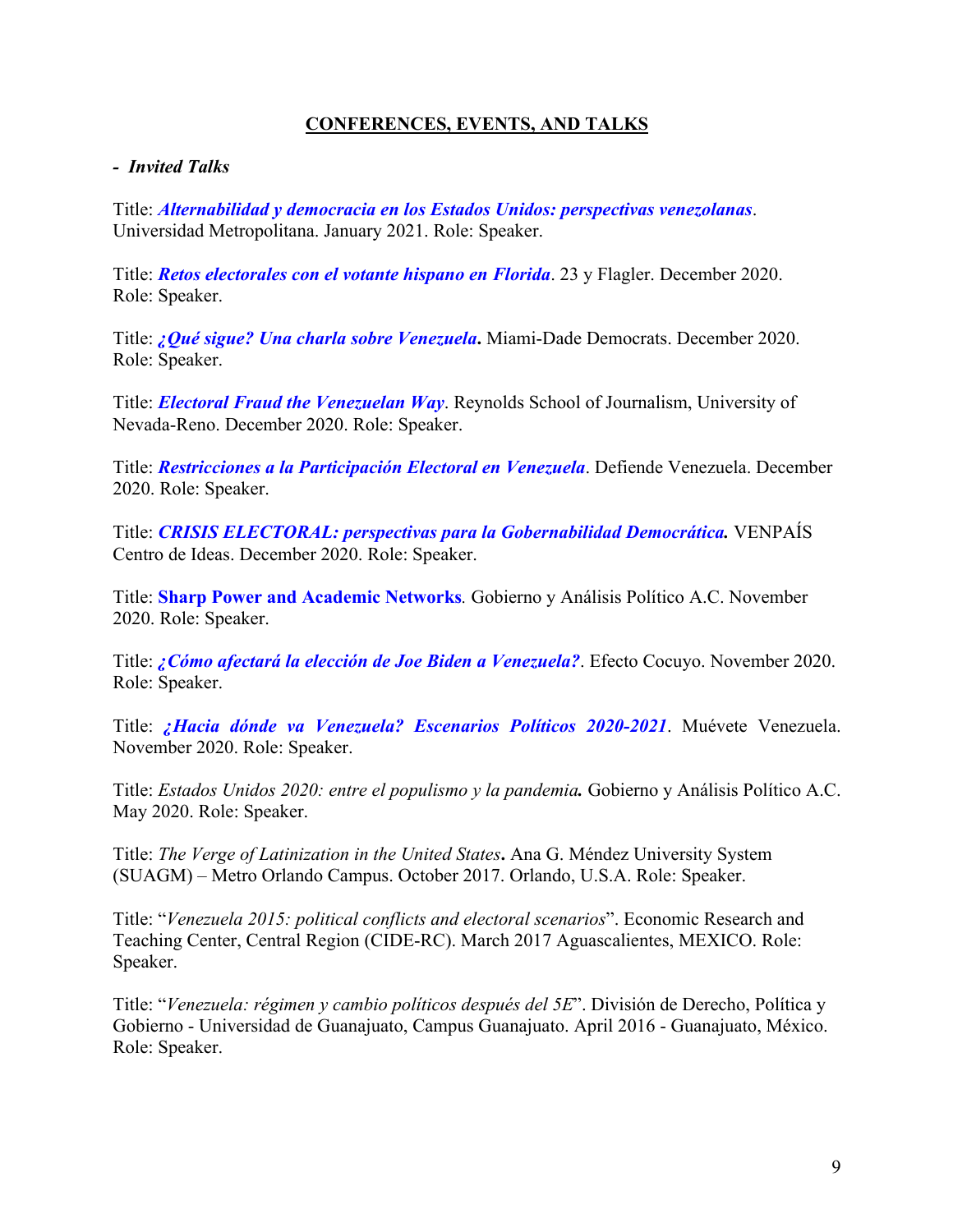## CONFERENCES, EVENTS, AND TALKS

- ***Invited Talks***

Title: ***Alternabilidad y democracia en los Estados Unidos: perspectivas venezolanas***. Universidad Metropolitana. January 2021. Role: Speaker.

Title: ***Retos electorales con el votante hispano en Florida***. 23 y Flagler. December 2020. Role: Speaker.

Title: ***¿Qué sigue? Una charla sobre Venezuela*****.** Miami-Dade Democrats. December 2020. Role: Speaker.

Title: ***Electoral Fraud the Venezuelan Way***. Reynolds School of Journalism, University of Nevada-Reno. December 2020. Role: Speaker.

Title: ***Restricciones a la Participación Electoral en Venezuela***. Defiende Venezuela. December 2020. Role: Speaker.

Title: ***CRISIS ELECTORAL: perspectivas para la Gobernabilidad Democrática.*** VENPAÍS Centro de Ideas. December 2020. Role: Speaker.

Title: **Sharp Power and Academic Networks***.* Gobierno y Análisis Político A.C. November 2020. Role: Speaker.

Title: ***¿Cómo afectará la elección de Joe Biden a Venezuela?***. Efecto Cocuyo. November 2020. Role: Speaker.

Title: ***¿Hacia dónde va Venezuela? Escenarios Políticos 2020-2021***. Muévete Venezuela. November 2020. Role: Speaker.

Title: *Estados Unidos 2020: entre el populismo y la pandemia****.*** Gobierno y Análisis Político A.C. May 2020. Role: Speaker.

Title: *The Verge of Latinization in the United States***.** Ana G. Méndez University System (SUAGM) – Metro Orlando Campus. October 2017. Orlando, U.S.A. Role: Speaker.

Title: "*Venezuela 2015: political conflicts and electoral scenarios*". Economic Research and Teaching Center, Central Region (CIDE-RC). March 2017 Aguascalientes, MEXICO. Role: Speaker.

Title: "*Venezuela: régimen y cambio políticos después del 5E*". División de Derecho, Política y Gobierno - Universidad de Guanajuato, Campus Guanajuato. April 2016 - Guanajuato, México. Role: Speaker.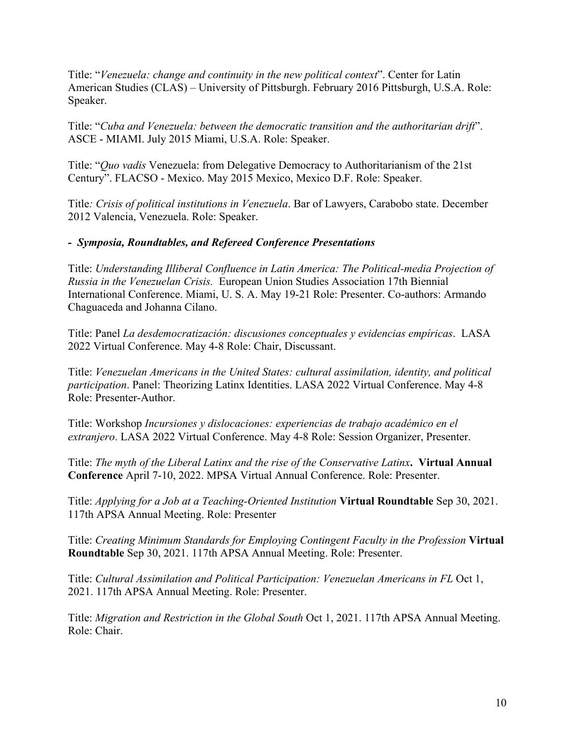Title: "*Venezuela: change and continuity in the new political context*". Center for Latin American Studies (CLAS) – University of Pittsburgh. February 2016 Pittsburgh, U.S.A. Role: Speaker.

Title: "*Cuba and Venezuela: between the democratic transition and the authoritarian drift*". ASCE - MIAMI. July 2015 Miami, U.S.A. Role: Speaker.

Title: "*Quo vadis* Venezuela: from Delegative Democracy to Authoritarianism of the 21st Century". FLACSO - Mexico. May 2015 Mexico, Mexico D.F. Role: Speaker.

Title*: Crisis of political institutions in Venezuela*. Bar of Lawyers, Carabobo state. December 2012 Valencia, Venezuela. Role: Speaker.

***- Symposia, Roundtables, and Refereed Conference Presentations***

Title: *Understanding Illiberal Confluence in Latin America: The Political-media Projection of Russia in the Venezuelan Crisis.* European Union Studies Association 17th Biennial International Conference. Miami, U. S. A. May 19-21 Role: Presenter. Co-authors: Armando Chaguaceda and Johanna Cilano.

Title: Panel *La desdemocratización: discusiones conceptuales y evidencias empíricas*. LASA 2022 Virtual Conference. May 4-8 Role: Chair, Discussant.

Title: *Venezuelan Americans in the United States: cultural assimilation, identity, and political participation*. Panel: Theorizing Latinx Identities. LASA 2022 Virtual Conference. May 4-8 Role: Presenter-Author.

Title: Workshop *Incursiones y dislocaciones: experiencias de trabajo académico en el extranjero*. LASA 2022 Virtual Conference. May 4-8 Role: Session Organizer, Presenter.

Title: *The myth of the Liberal Latinx and the rise of the Conservative Latinx***. Virtual Annual Conference** April 7-10, 2022. MPSA Virtual Annual Conference. Role: Presenter.

Title: *Applying for a Job at a Teaching-Oriented Institution* **Virtual Roundtable** Sep 30, 2021. 117th APSA Annual Meeting. Role: Presenter

Title: *Creating Minimum Standards for Employing Contingent Faculty in the Profession* **Virtual Roundtable** Sep 30, 2021. 117th APSA Annual Meeting. Role: Presenter.

Title: *Cultural Assimilation and Political Participation: Venezuelan Americans in FL* Oct 1, 2021. 117th APSA Annual Meeting. Role: Presenter.

Title: *Migration and Restriction in the Global South* Oct 1, 2021. 117th APSA Annual Meeting. Role: Chair.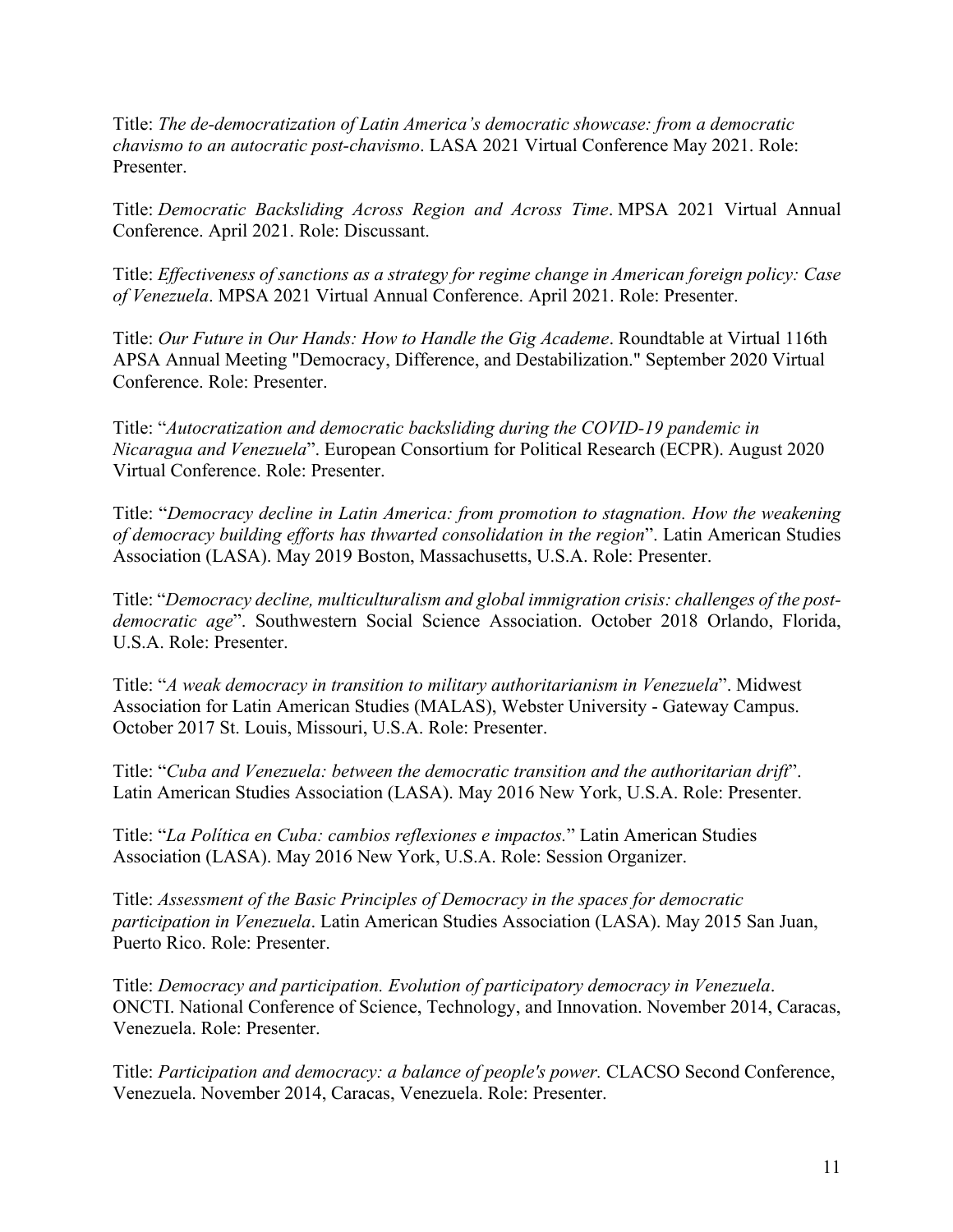Title: *The de-democratization of Latin America's democratic showcase: from a democratic chavismo to an autocratic post-chavismo*. LASA 2021 Virtual Conference May 2021. Role: Presenter.

Title: *Democratic Backsliding Across Region and Across Time*. MPSA 2021 Virtual Annual Conference. April 2021. Role: Discussant.

Title: *Effectiveness of sanctions as a strategy for regime change in American foreign policy: Case of Venezuela*. MPSA 2021 Virtual Annual Conference. April 2021. Role: Presenter.

Title: *Our Future in Our Hands: How to Handle the Gig Academe*. Roundtable at Virtual 116th APSA Annual Meeting "Democracy, Difference, and Destabilization." September 2020 Virtual Conference. Role: Presenter.

Title: "*Autocratization and democratic backsliding during the COVID-19 pandemic in Nicaragua and Venezuela*". European Consortium for Political Research (ECPR). August 2020 Virtual Conference. Role: Presenter.

Title: "*Democracy decline in Latin America: from promotion to stagnation. How the weakening of democracy building efforts has thwarted consolidation in the region*". Latin American Studies Association (LASA). May 2019 Boston, Massachusetts, U.S.A. Role: Presenter.

Title: "*Democracy decline, multiculturalism and global immigration crisis: challenges of the post-democratic age*". Southwestern Social Science Association. October 2018 Orlando, Florida, U.S.A. Role: Presenter.

Title: "*A weak democracy in transition to military authoritarianism in Venezuela*". Midwest Association for Latin American Studies (MALAS), Webster University - Gateway Campus. October 2017 St. Louis, Missouri, U.S.A. Role: Presenter.

Title: "*Cuba and Venezuela: between the democratic transition and the authoritarian drift*". Latin American Studies Association (LASA). May 2016 New York, U.S.A. Role: Presenter.

Title: "*La Política en Cuba: cambios reflexiones e impactos.*" Latin American Studies Association (LASA). May 2016 New York, U.S.A. Role: Session Organizer.

Title: *Assessment of the Basic Principles of Democracy in the spaces for democratic participation in Venezuela*. Latin American Studies Association (LASA). May 2015 San Juan, Puerto Rico. Role: Presenter.

Title: *Democracy and participation. Evolution of participatory democracy in Venezuela*. ONCTI. National Conference of Science, Technology, and Innovation. November 2014, Caracas, Venezuela. Role: Presenter.

Title: *Participation and democracy: a balance of people's power.* CLACSO Second Conference, Venezuela. November 2014, Caracas, Venezuela. Role: Presenter.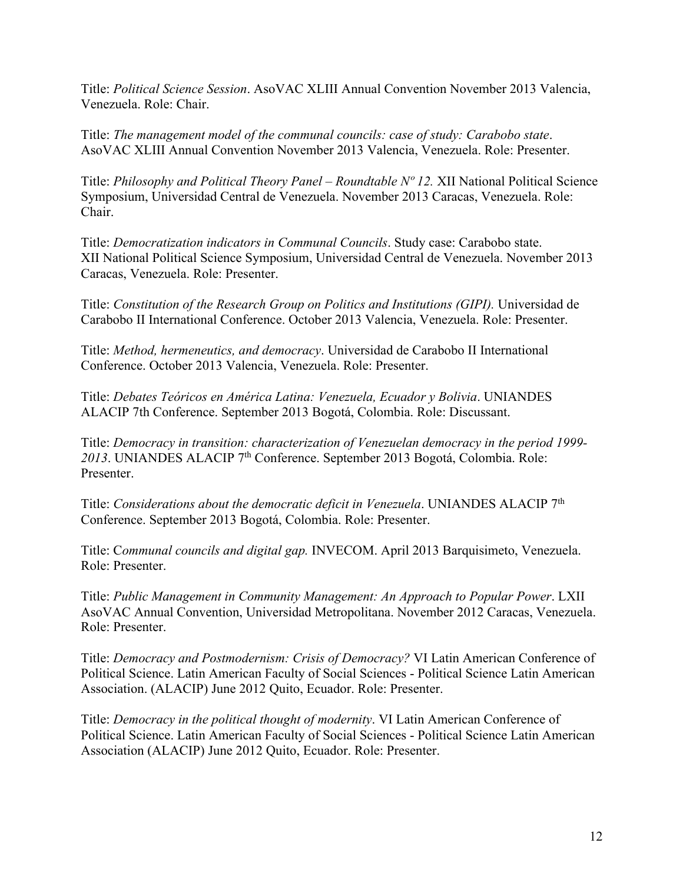Title: *Political Science Session*. AsoVAC XLIII Annual Convention November 2013 Valencia, Venezuela. Role: Chair.

Title: *The management model of the communal councils: case of study: Carabobo state*. AsoVAC XLIII Annual Convention November 2013 Valencia, Venezuela. Role: Presenter.

Title: *Philosophy and Political Theory Panel – Roundtable Nº 12.* XII National Political Science Symposium, Universidad Central de Venezuela. November 2013 Caracas, Venezuela. Role: Chair.

Title: *Democratization indicators in Communal Councils*. Study case: Carabobo state. XII National Political Science Symposium, Universidad Central de Venezuela. November 2013 Caracas, Venezuela. Role: Presenter.

Title: *Constitution of the Research Group on Politics and Institutions (GIPI).* Universidad de Carabobo II International Conference. October 2013 Valencia, Venezuela. Role: Presenter.

Title: *Method, hermeneutics, and democracy*. Universidad de Carabobo II International Conference. October 2013 Valencia, Venezuela. Role: Presenter.

Title: *Debates Teóricos en América Latina: Venezuela, Ecuador y Bolivia*. UNIANDES ALACIP 7th Conference. September 2013 Bogotá, Colombia. Role: Discussant.

Title: *Democracy in transition: characterization of Venezuelan democracy in the period 1999-2013*. UNIANDES ALACIP 7th Conference. September 2013 Bogotá, Colombia. Role: Presenter.

Title: *Considerations about the democratic deficit in Venezuela*. UNIANDES ALACIP 7th Conference. September 2013 Bogotá, Colombia. Role: Presenter.

Title: C*ommunal councils and digital gap.* INVECOM. April 2013 Barquisimeto, Venezuela. Role: Presenter.

Title: *Public Management in Community Management: An Approach to Popular Power*. LXII AsoVAC Annual Convention, Universidad Metropolitana. November 2012 Caracas, Venezuela. Role: Presenter.

Title: *Democracy and Postmodernism: Crisis of Democracy?* VI Latin American Conference of Political Science. Latin American Faculty of Social Sciences - Political Science Latin American Association. (ALACIP) June 2012 Quito, Ecuador. Role: Presenter.

Title: *Democracy in the political thought of modernity*. VI Latin American Conference of Political Science. Latin American Faculty of Social Sciences - Political Science Latin American Association (ALACIP) June 2012 Quito, Ecuador. Role: Presenter.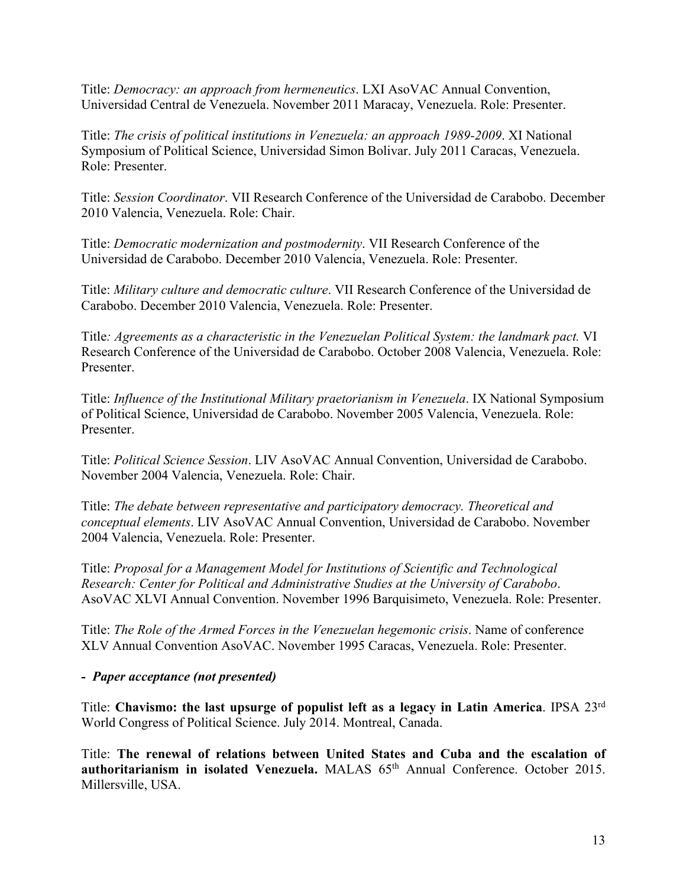Title: *Democracy: an approach from hermeneutics*. LXI AsoVAC Annual Convention, Universidad Central de Venezuela. November 2011 Maracay, Venezuela. Role: Presenter.

Title: *The crisis of political institutions in Venezuela: an approach 1989-2009*. XI National Symposium of Political Science, Universidad Simon Bolivar. July 2011 Caracas, Venezuela. Role: Presenter.

Title: *Session Coordinator*. VII Research Conference of the Universidad de Carabobo. December 2010 Valencia, Venezuela. Role: Chair.

Title: *Democratic modernization and postmodernity*. VII Research Conference of the Universidad de Carabobo. December 2010 Valencia, Venezuela. Role: Presenter.

Title: *Military culture and democratic culture*. VII Research Conference of the Universidad de Carabobo. December 2010 Valencia, Venezuela. Role: Presenter.

Title*: Agreements as a characteristic in the Venezuelan Political System: the landmark pact.* VI Research Conference of the Universidad de Carabobo. October 2008 Valencia, Venezuela. Role: Presenter.

Title: *Influence of the Institutional Military praetorianism in Venezuela*. IX National Symposium of Political Science, Universidad de Carabobo. November 2005 Valencia, Venezuela. Role: Presenter.

Title: *Political Science Session*. LIV AsoVAC Annual Convention, Universidad de Carabobo. November 2004 Valencia, Venezuela. Role: Chair.

Title: *The debate between representative and participatory democracy. Theoretical and conceptual elements*. LIV AsoVAC Annual Convention, Universidad de Carabobo. November 2004 Valencia, Venezuela. Role: Presenter.

Title: *Proposal for a Management Model for Institutions of Scientific and Technological Research: Center for Political and Administrative Studies at the University of Carabobo*. AsoVAC XLVI Annual Convention. November 1996 Barquisimeto, Venezuela. Role: Presenter.

Title: *The Role of the Armed Forces in the Venezuelan hegemonic crisis*. Name of conference XLV Annual Convention AsoVAC. November 1995 Caracas, Venezuela. Role: Presenter.

***- Paper acceptance (not presented)***

Title: **Chavismo: the last upsurge of populist left as a legacy in Latin America**. IPSA 23rd World Congress of Political Science. July 2014. Montreal, Canada.

Title: **The renewal of relations between United States and Cuba and the escalation of authoritarianism in isolated Venezuela.** MALAS 65th Annual Conference. October 2015. Millersville, USA.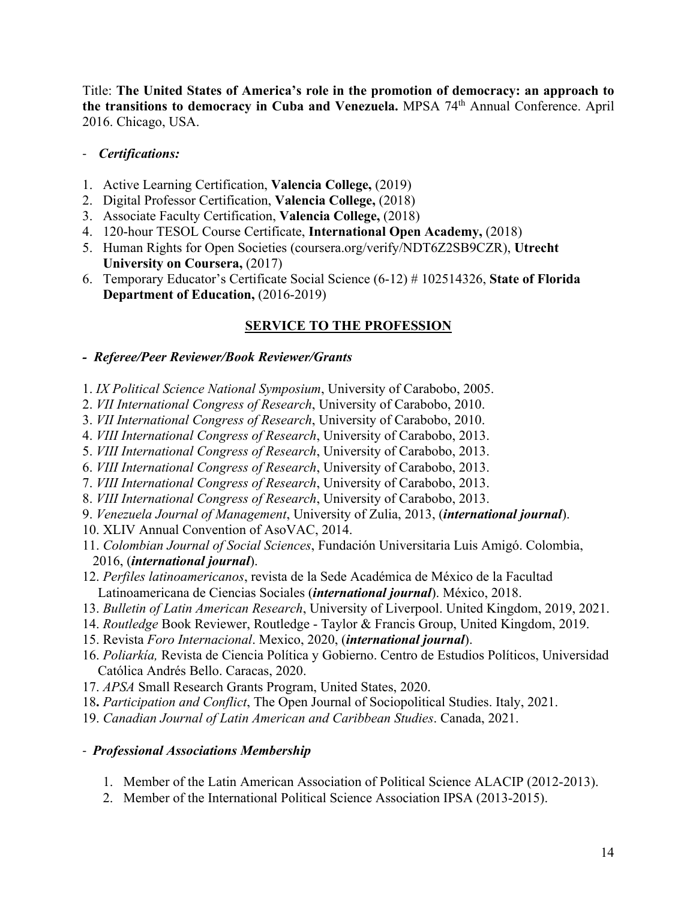Title: **The United States of America's role in the promotion of democracy: an approach to the transitions to democracy in Cuba and Venezuela.** MPSA 74th Annual Conference. April 2016. Chicago, USA.

- ***Certifications:***

1. Active Learning Certification, **Valencia College,** (2019)
2. Digital Professor Certification, **Valencia College,** (2018)
3. Associate Faculty Certification, **Valencia College,** (2018)
4. 120-hour TESOL Course Certificate, **International Open Academy,** (2018)
5. Human Rights for Open Societies (coursera.org/verify/NDT6Z2SB9CZR), **Utrecht University on Coursera,** (2017)
6. Temporary Educator's Certificate Social Science (6-12) # 102514326, **State of Florida Department of Education,** (2016-2019)

## SERVICE TO THE PROFESSION

**- *Referee/Peer Reviewer/Book Reviewer/Grants***

1. *IX Political Science National Symposium*, University of Carabobo, 2005.
2. *VII International Congress of Research*, University of Carabobo, 2010.
3. *VII International Congress of Research*, University of Carabobo, 2010.
4. *VIII International Congress of Research*, University of Carabobo, 2013.
5. *VIII International Congress of Research*, University of Carabobo, 2013.
6. *VIII International Congress of Research*, University of Carabobo, 2013.
7. *VIII International Congress of Research*, University of Carabobo, 2013.
8. *VIII International Congress of Research*, University of Carabobo, 2013.
9. *Venezuela Journal of Management*, University of Zulia, 2013, (***international journal***).
10. XLIV Annual Convention of AsoVAC, 2014.
11. *Colombian Journal of Social Sciences*, Fundación Universitaria Luis Amigó. Colombia, 2016, (***international journal***).
12. *Perfiles latinoamericanos*, revista de la Sede Académica de México de la Facultad Latinoamericana de Ciencias Sociales (***international journal***). México, 2018.
13. *Bulletin of Latin American Research*, University of Liverpool. United Kingdom, 2019, 2021.
14. *Routledge* Book Reviewer, Routledge - Taylor & Francis Group, United Kingdom, 2019.
15. Revista *Foro Internacional*. Mexico, 2020, (***international journal***).
16. *Poliarkía,* Revista de Ciencia Política y Gobierno. Centro de Estudios Políticos, Universidad Católica Andrés Bello. Caracas, 2020.
17. *APSA* Small Research Grants Program, United States, 2020.
18. *Participation and Conflict*, The Open Journal of Sociopolitical Studies. Italy, 2021.
19. *Canadian Journal of Latin American and Caribbean Studies*. Canada, 2021.

- ***Professional Associations Membership***

1. Member of the Latin American Association of Political Science ALACIP (2012-2013).
2. Member of the International Political Science Association IPSA (2013-2015).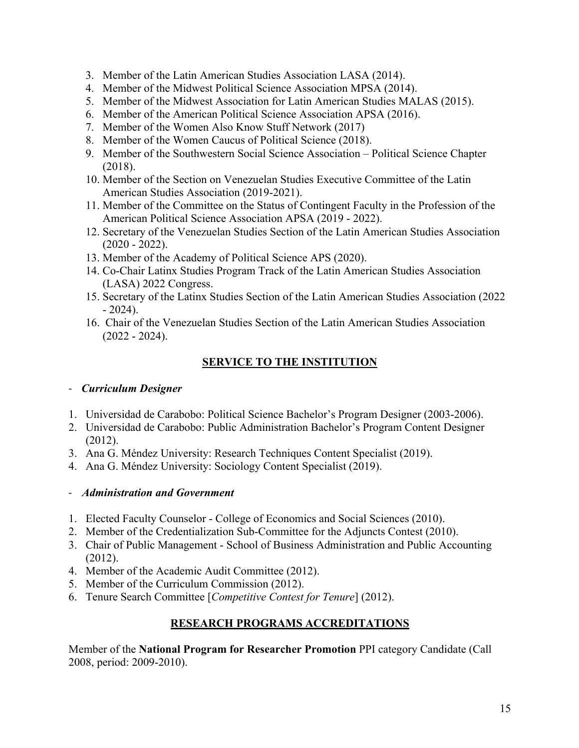3. Member of the Latin American Studies Association LASA (2014).
4. Member of the Midwest Political Science Association MPSA (2014).
5. Member of the Midwest Association for Latin American Studies MALAS (2015).
6. Member of the American Political Science Association APSA (2016).
7. Member of the Women Also Know Stuff Network (2017)
8. Member of the Women Caucus of Political Science (2018).
9. Member of the Southwestern Social Science Association – Political Science Chapter (2018).
10. Member of the Section on Venezuelan Studies Executive Committee of the Latin American Studies Association (2019-2021).
11. Member of the Committee on the Status of Contingent Faculty in the Profession of the American Political Science Association APSA (2019 - 2022).
12. Secretary of the Venezuelan Studies Section of the Latin American Studies Association (2020 - 2022).
13. Member of the Academy of Political Science APS (2020).
14. Co-Chair Latinx Studies Program Track of the Latin American Studies Association (LASA) 2022 Congress.
15. Secretary of the Latinx Studies Section of the Latin American Studies Association (2022 - 2024).
16. Chair of the Venezuelan Studies Section of the Latin American Studies Association (2022 - 2024).

## SERVICE TO THE INSTITUTION

- ***Curriculum Designer***

1. Universidad de Carabobo: Political Science Bachelor's Program Designer (2003-2006).
2. Universidad de Carabobo: Public Administration Bachelor's Program Content Designer (2012).
3. Ana G. Méndez University: Research Techniques Content Specialist (2019).
4. Ana G. Méndez University: Sociology Content Specialist (2019).

- ***Administration and Government***

1. Elected Faculty Counselor - College of Economics and Social Sciences (2010).
2. Member of the Credentialization Sub-Committee for the Adjuncts Contest (2010).
3. Chair of Public Management - School of Business Administration and Public Accounting (2012).
4. Member of the Academic Audit Committee (2012).
5. Member of the Curriculum Commission (2012).
6. Tenure Search Committee [*Competitive Contest for Tenure*] (2012).

## RESEARCH PROGRAMS ACCREDITATIONS

Member of the **National Program for Researcher Promotion** PPI category Candidate (Call 2008, period: 2009-2010).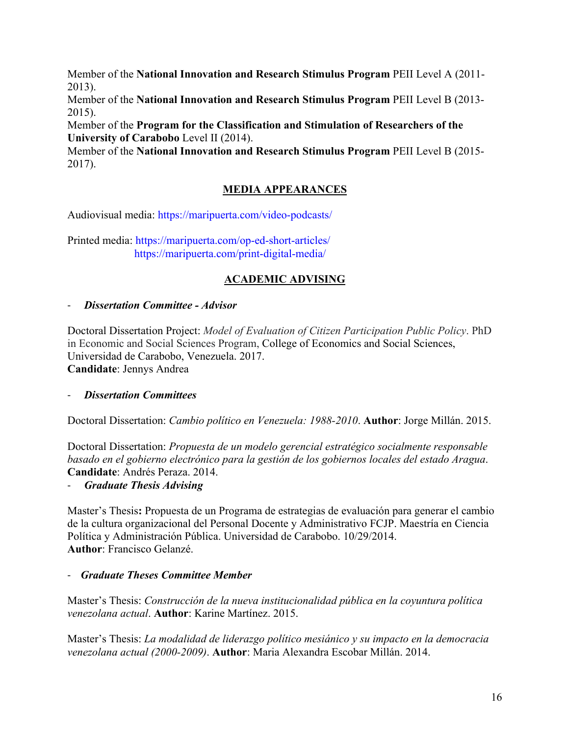Member of the **National Innovation and Research Stimulus Program** PEII Level A (2011-2013).
Member of the **National Innovation and Research Stimulus Program** PEII Level B (2013-2015).
Member of the **Program for the Classification and Stimulation of Researchers of the University of Carabobo** Level II (2014).
Member of the **National Innovation and Research Stimulus Program** PEII Level B (2015-2017).

## MEDIA APPEARANCES

Audiovisual media: https://maripuerta.com/video-podcasts/

Printed media: https://maripuerta.com/op-ed-short-articles/
https://maripuerta.com/print-digital-media/

## ACADEMIC ADVISING

- ***Dissertation Committee - Advisor***

Doctoral Dissertation Project: *Model of Evaluation of Citizen Participation Public Policy*. PhD in Economic and Social Sciences Program, College of Economics and Social Sciences, Universidad de Carabobo, Venezuela. 2017.
**Candidate**: Jennys Andrea

- ***Dissertation Committees***

Doctoral Dissertation: *Cambio político en Venezuela: 1988-2010*. **Author**: Jorge Millán. 2015.

Doctoral Dissertation: *Propuesta de un modelo gerencial estratégico socialmente responsable basado en el gobierno electrónico para la gestión de los gobiernos locales del estado Aragua*. **Candidate**: Andrés Peraza. 2014.

- ***Graduate Thesis Advising***

Master's Thesis**:** Propuesta de un Programa de estrategias de evaluación para generar el cambio de la cultura organizacional del Personal Docente y Administrativo FCJP. Maestría en Ciencia Política y Administración Pública. Universidad de Carabobo. 10/29/2014.
**Author**: Francisco Gelanzé.

- ***Graduate Theses Committee Member***

Master's Thesis: *Construcción de la nueva institucionalidad pública en la coyuntura política venezolana actual*. **Author**: Karine Martínez. 2015.

Master's Thesis: *La modalidad de liderazgo político mesiánico y su impacto en la democracia venezolana actual (2000-2009)*. **Author**: Maria Alexandra Escobar Millán. 2014.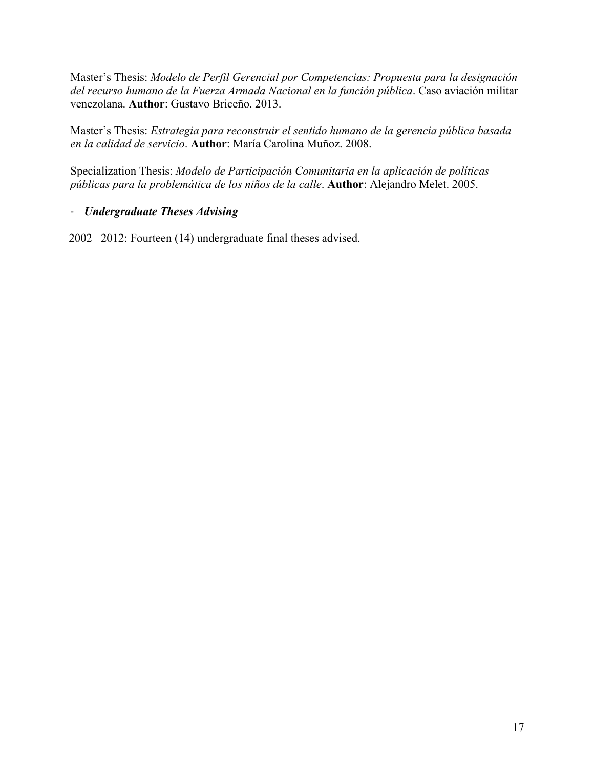Master's Thesis: *Modelo de Perfil Gerencial por Competencias: Propuesta para la designación del recurso humano de la Fuerza Armada Nacional en la función pública*. Caso aviación militar venezolana. **Author**: Gustavo Briceño. 2013.

Master's Thesis: *Estrategia para reconstruir el sentido humano de la gerencia pública basada en la calidad de servicio*. **Author**: María Carolina Muñoz. 2008.

Specialization Thesis: *Modelo de Participación Comunitaria en la aplicación de políticas públicas para la problemática de los niños de la calle*. **Author**: Alejandro Melet. 2005.

- ***Undergraduate Theses Advising***

2002– 2012: Fourteen (14) undergraduate final theses advised.